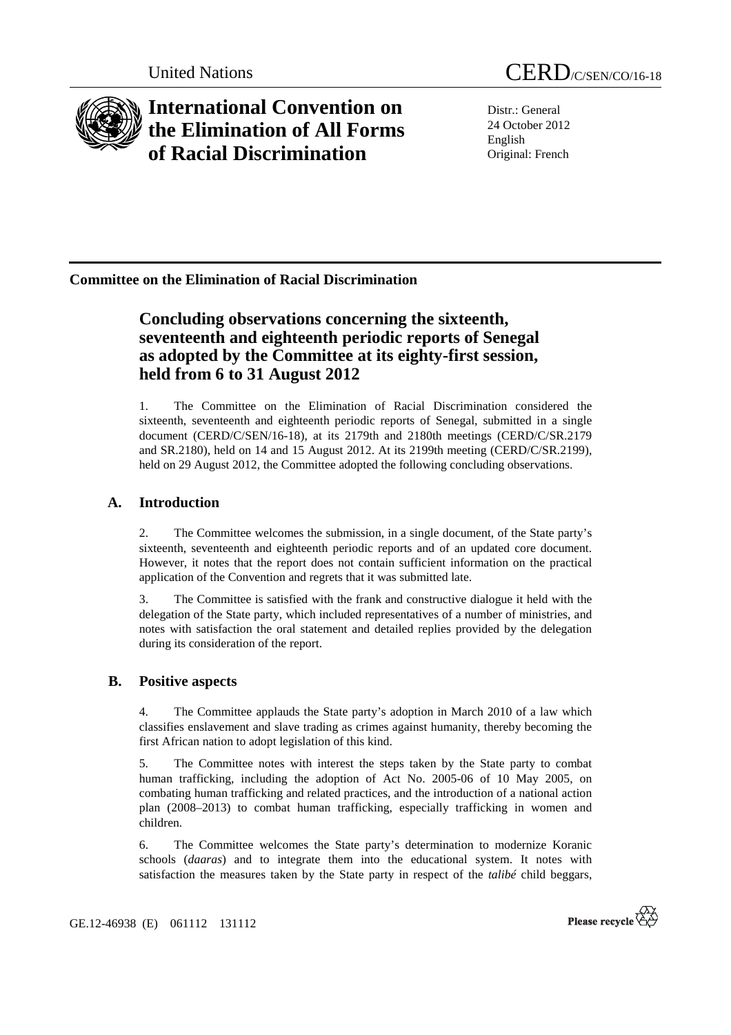United Nations

CERD/C/SEN/CO/16-18

# International Convention on the Elimination of All Forms of Racial Discrimination

Distr.: General
24 October 2012
English
Original: French

**Committee on the Elimination of Racial Discrimination**

## Concluding observations concerning the sixteenth, seventeenth and eighteenth periodic reports of Senegal as adopted by the Committee at its eighty-first session, held from 6 to 31 August 2012

1. The Committee on the Elimination of Racial Discrimination considered the sixteenth, seventeenth and eighteenth periodic reports of Senegal, submitted in a single document (CERD/C/SEN/16-18), at its 2179th and 2180th meetings (CERD/C/SR.2179 and SR.2180), held on 14 and 15 August 2012. At its 2199th meeting (CERD/C/SR.2199), held on 29 August 2012, the Committee adopted the following concluding observations.

### A. Introduction

2. The Committee welcomes the submission, in a single document, of the State party's sixteenth, seventeenth and eighteenth periodic reports and of an updated core document. However, it notes that the report does not contain sufficient information on the practical application of the Convention and regrets that it was submitted late.

3. The Committee is satisfied with the frank and constructive dialogue it held with the delegation of the State party, which included representatives of a number of ministries, and notes with satisfaction the oral statement and detailed replies provided by the delegation during its consideration of the report.

### B. Positive aspects

4. The Committee applauds the State party's adoption in March 2010 of a law which classifies enslavement and slave trading as crimes against humanity, thereby becoming the first African nation to adopt legislation of this kind.

5. The Committee notes with interest the steps taken by the State party to combat human trafficking, including the adoption of Act No. 2005-06 of 10 May 2005, on combating human trafficking and related practices, and the introduction of a national action plan (2008–2013) to combat human trafficking, especially trafficking in women and children.

6. The Committee welcomes the State party's determination to modernize Koranic schools (*daaras*) and to integrate them into the educational system. It notes with satisfaction the measures taken by the State party in respect of the *talibé* child beggars,

GE.12-46938 (E) 061112 131112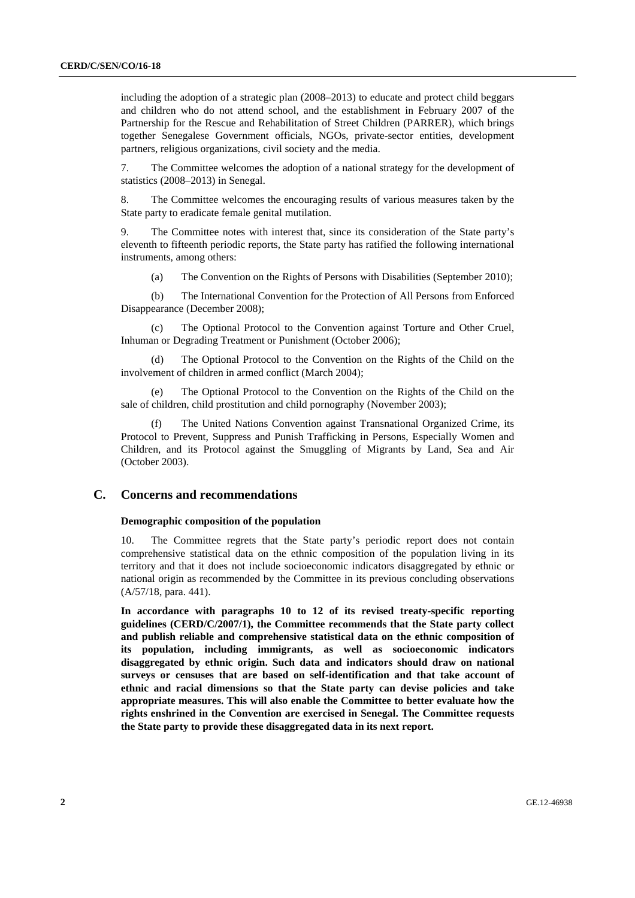including the adoption of a strategic plan (2008–2013) to educate and protect child beggars and children who do not attend school, and the establishment in February 2007 of the Partnership for the Rescue and Rehabilitation of Street Children (PARRER), which brings together Senegalese Government officials, NGOs, private-sector entities, development partners, religious organizations, civil society and the media.

7. The Committee welcomes the adoption of a national strategy for the development of statistics (2008–2013) in Senegal.

8. The Committee welcomes the encouraging results of various measures taken by the State party to eradicate female genital mutilation.

9. The Committee notes with interest that, since its consideration of the State party's eleventh to fifteenth periodic reports, the State party has ratified the following international instruments, among others:

(a) The Convention on the Rights of Persons with Disabilities (September 2010);

(b) The International Convention for the Protection of All Persons from Enforced Disappearance (December 2008);

(c) The Optional Protocol to the Convention against Torture and Other Cruel, Inhuman or Degrading Treatment or Punishment (October 2006);

(d) The Optional Protocol to the Convention on the Rights of the Child on the involvement of children in armed conflict (March 2004);

(e) The Optional Protocol to the Convention on the Rights of the Child on the sale of children, child prostitution and child pornography (November 2003);

(f) The United Nations Convention against Transnational Organized Crime, its Protocol to Prevent, Suppress and Punish Trafficking in Persons, Especially Women and Children, and its Protocol against the Smuggling of Migrants by Land, Sea and Air (October 2003).

## C. Concerns and recommendations

### Demographic composition of the population

10. The Committee regrets that the State party's periodic report does not contain comprehensive statistical data on the ethnic composition of the population living in its territory and that it does not include socioeconomic indicators disaggregated by ethnic or national origin as recommended by the Committee in its previous concluding observations (A/57/18, para. 441).

**In accordance with paragraphs 10 to 12 of its revised treaty-specific reporting guidelines (CERD/C/2007/1), the Committee recommends that the State party collect and publish reliable and comprehensive statistical data on the ethnic composition of its population, including immigrants, as well as socioeconomic indicators disaggregated by ethnic origin. Such data and indicators should draw on national surveys or censuses that are based on self-identification and that take account of ethnic and racial dimensions so that the State party can devise policies and take appropriate measures. This will also enable the Committee to better evaluate how the rights enshrined in the Convention are exercised in Senegal. The Committee requests the State party to provide these disaggregated data in its next report.**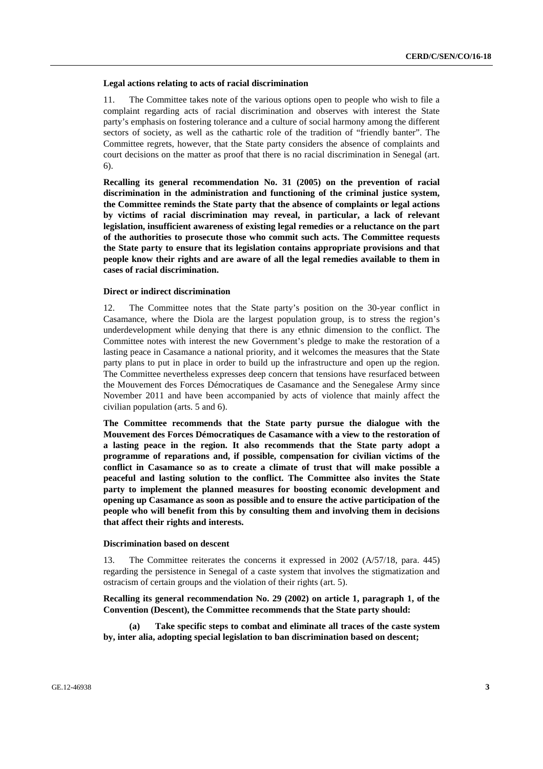### Legal actions relating to acts of racial discrimination

11. The Committee takes note of the various options open to people who wish to file a complaint regarding acts of racial discrimination and observes with interest the State party's emphasis on fostering tolerance and a culture of social harmony among the different sectors of society, as well as the cathartic role of the tradition of "friendly banter". The Committee regrets, however, that the State party considers the absence of complaints and court decisions on the matter as proof that there is no racial discrimination in Senegal (art. 6).

**Recalling its general recommendation No. 31 (2005) on the prevention of racial discrimination in the administration and functioning of the criminal justice system, the Committee reminds the State party that the absence of complaints or legal actions by victims of racial discrimination may reveal, in particular, a lack of relevant legislation, insufficient awareness of existing legal remedies or a reluctance on the part of the authorities to prosecute those who commit such acts. The Committee requests the State party to ensure that its legislation contains appropriate provisions and that people know their rights and are aware of all the legal remedies available to them in cases of racial discrimination.**

### Direct or indirect discrimination

12. The Committee notes that the State party's position on the 30-year conflict in Casamance, where the Diola are the largest population group, is to stress the region's underdevelopment while denying that there is any ethnic dimension to the conflict. The Committee notes with interest the new Government's pledge to make the restoration of a lasting peace in Casamance a national priority, and it welcomes the measures that the State party plans to put in place in order to build up the infrastructure and open up the region. The Committee nevertheless expresses deep concern that tensions have resurfaced between the Mouvement des Forces Démocratiques de Casamance and the Senegalese Army since November 2011 and have been accompanied by acts of violence that mainly affect the civilian population (arts. 5 and 6).

**The Committee recommends that the State party pursue the dialogue with the Mouvement des Forces Démocratiques de Casamance with a view to the restoration of a lasting peace in the region. It also recommends that the State party adopt a programme of reparations and, if possible, compensation for civilian victims of the conflict in Casamance so as to create a climate of trust that will make possible a peaceful and lasting solution to the conflict. The Committee also invites the State party to implement the planned measures for boosting economic development and opening up Casamance as soon as possible and to ensure the active participation of the people who will benefit from this by consulting them and involving them in decisions that affect their rights and interests.**

### Discrimination based on descent

13. The Committee reiterates the concerns it expressed in 2002 (A/57/18, para. 445) regarding the persistence in Senegal of a caste system that involves the stigmatization and ostracism of certain groups and the violation of their rights (art. 5).

**Recalling its general recommendation No. 29 (2002) on article 1, paragraph 1, of the Convention (Descent), the Committee recommends that the State party should:**

**(a) Take specific steps to combat and eliminate all traces of the caste system by, inter alia, adopting special legislation to ban discrimination based on descent;**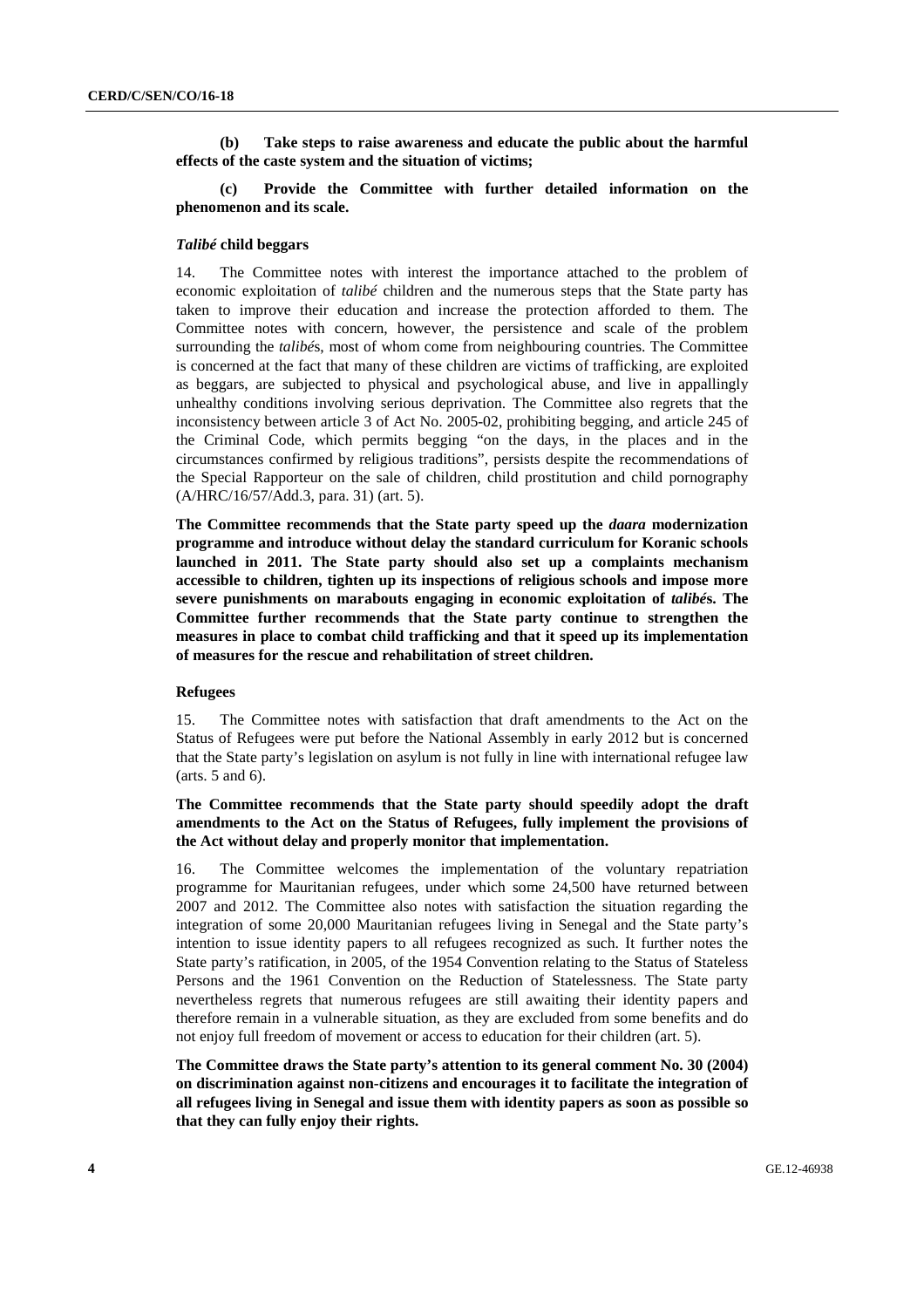**(b) Take steps to raise awareness and educate the public about the harmful effects of the caste system and the situation of victims;**

**(c) Provide the Committee with further detailed information on the phenomenon and its scale.**

### *Talibé* child beggars

14. The Committee notes with interest the importance attached to the problem of economic exploitation of *talibé* children and the numerous steps that the State party has taken to improve their education and increase the protection afforded to them. The Committee notes with concern, however, the persistence and scale of the problem surrounding the *talibés*, most of whom come from neighbouring countries. The Committee is concerned at the fact that many of these children are victims of trafficking, are exploited as beggars, are subjected to physical and psychological abuse, and live in appallingly unhealthy conditions involving serious deprivation. The Committee also regrets that the inconsistency between article 3 of Act No. 2005-02, prohibiting begging, and article 245 of the Criminal Code, which permits begging "on the days, in the places and in the circumstances confirmed by religious traditions", persists despite the recommendations of the Special Rapporteur on the sale of children, child prostitution and child pornography (A/HRC/16/57/Add.3, para. 31) (art. 5).

**The Committee recommends that the State party speed up the *daara* modernization programme and introduce without delay the standard curriculum for Koranic schools launched in 2011. The State party should also set up a complaints mechanism accessible to children, tighten up its inspections of religious schools and impose more severe punishments on marabouts engaging in economic exploitation of *talibé*s. The Committee further recommends that the State party continue to strengthen the measures in place to combat child trafficking and that it speed up its implementation of measures for the rescue and rehabilitation of street children.**

### Refugees

15. The Committee notes with satisfaction that draft amendments to the Act on the Status of Refugees were put before the National Assembly in early 2012 but is concerned that the State party's legislation on asylum is not fully in line with international refugee law (arts. 5 and 6).

**The Committee recommends that the State party should speedily adopt the draft amendments to the Act on the Status of Refugees, fully implement the provisions of the Act without delay and properly monitor that implementation.**

16. The Committee welcomes the implementation of the voluntary repatriation programme for Mauritanian refugees, under which some 24,500 have returned between 2007 and 2012. The Committee also notes with satisfaction the situation regarding the integration of some 20,000 Mauritanian refugees living in Senegal and the State party's intention to issue identity papers to all refugees recognized as such. It further notes the State party's ratification, in 2005, of the 1954 Convention relating to the Status of Stateless Persons and the 1961 Convention on the Reduction of Statelessness. The State party nevertheless regrets that numerous refugees are still awaiting their identity papers and therefore remain in a vulnerable situation, as they are excluded from some benefits and do not enjoy full freedom of movement or access to education for their children (art. 5).

**The Committee draws the State party's attention to its general comment No. 30 (2004) on discrimination against non-citizens and encourages it to facilitate the integration of all refugees living in Senegal and issue them with identity papers as soon as possible so that they can fully enjoy their rights.**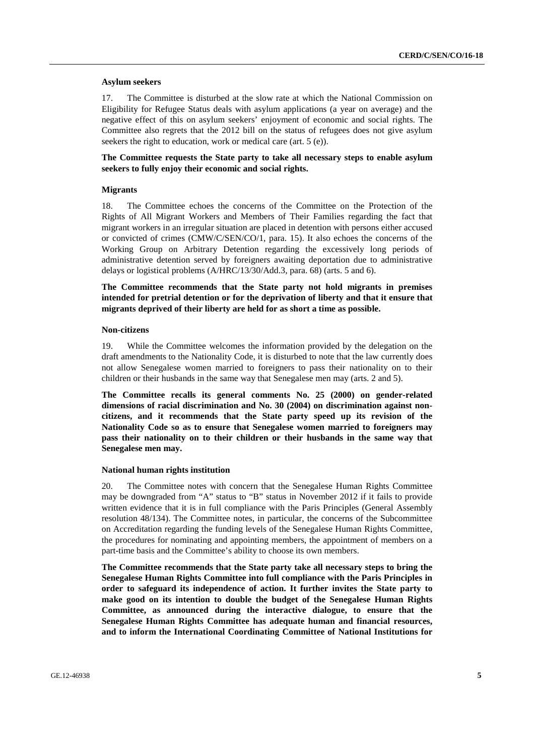### Asylum seekers

17. The Committee is disturbed at the slow rate at which the National Commission on Eligibility for Refugee Status deals with asylum applications (a year on average) and the negative effect of this on asylum seekers' enjoyment of economic and social rights. The Committee also regrets that the 2012 bill on the status of refugees does not give asylum seekers the right to education, work or medical care (art. 5 (e)).

**The Committee requests the State party to take all necessary steps to enable asylum seekers to fully enjoy their economic and social rights.**

### Migrants

18. The Committee echoes the concerns of the Committee on the Protection of the Rights of All Migrant Workers and Members of Their Families regarding the fact that migrant workers in an irregular situation are placed in detention with persons either accused or convicted of crimes (CMW/C/SEN/CO/1, para. 15). It also echoes the concerns of the Working Group on Arbitrary Detention regarding the excessively long periods of administrative detention served by foreigners awaiting deportation due to administrative delays or logistical problems (A/HRC/13/30/Add.3, para. 68) (arts. 5 and 6).

**The Committee recommends that the State party not hold migrants in premises intended for pretrial detention or for the deprivation of liberty and that it ensure that migrants deprived of their liberty are held for as short a time as possible.**

### Non-citizens

19. While the Committee welcomes the information provided by the delegation on the draft amendments to the Nationality Code, it is disturbed to note that the law currently does not allow Senegalese women married to foreigners to pass their nationality on to their children or their husbands in the same way that Senegalese men may (arts. 2 and 5).

**The Committee recalls its general comments No. 25 (2000) on gender-related dimensions of racial discrimination and No. 30 (2004) on discrimination against non-citizens, and it recommends that the State party speed up its revision of the Nationality Code so as to ensure that Senegalese women married to foreigners may pass their nationality on to their children or their husbands in the same way that Senegalese men may.**

### National human rights institution

20. The Committee notes with concern that the Senegalese Human Rights Committee may be downgraded from "A" status to "B" status in November 2012 if it fails to provide written evidence that it is in full compliance with the Paris Principles (General Assembly resolution 48/134). The Committee notes, in particular, the concerns of the Subcommittee on Accreditation regarding the funding levels of the Senegalese Human Rights Committee, the procedures for nominating and appointing members, the appointment of members on a part-time basis and the Committee's ability to choose its own members.

**The Committee recommends that the State party take all necessary steps to bring the Senegalese Human Rights Committee into full compliance with the Paris Principles in order to safeguard its independence of action. It further invites the State party to make good on its intention to double the budget of the Senegalese Human Rights Committee, as announced during the interactive dialogue, to ensure that the Senegalese Human Rights Committee has adequate human and financial resources, and to inform the International Coordinating Committee of National Institutions for**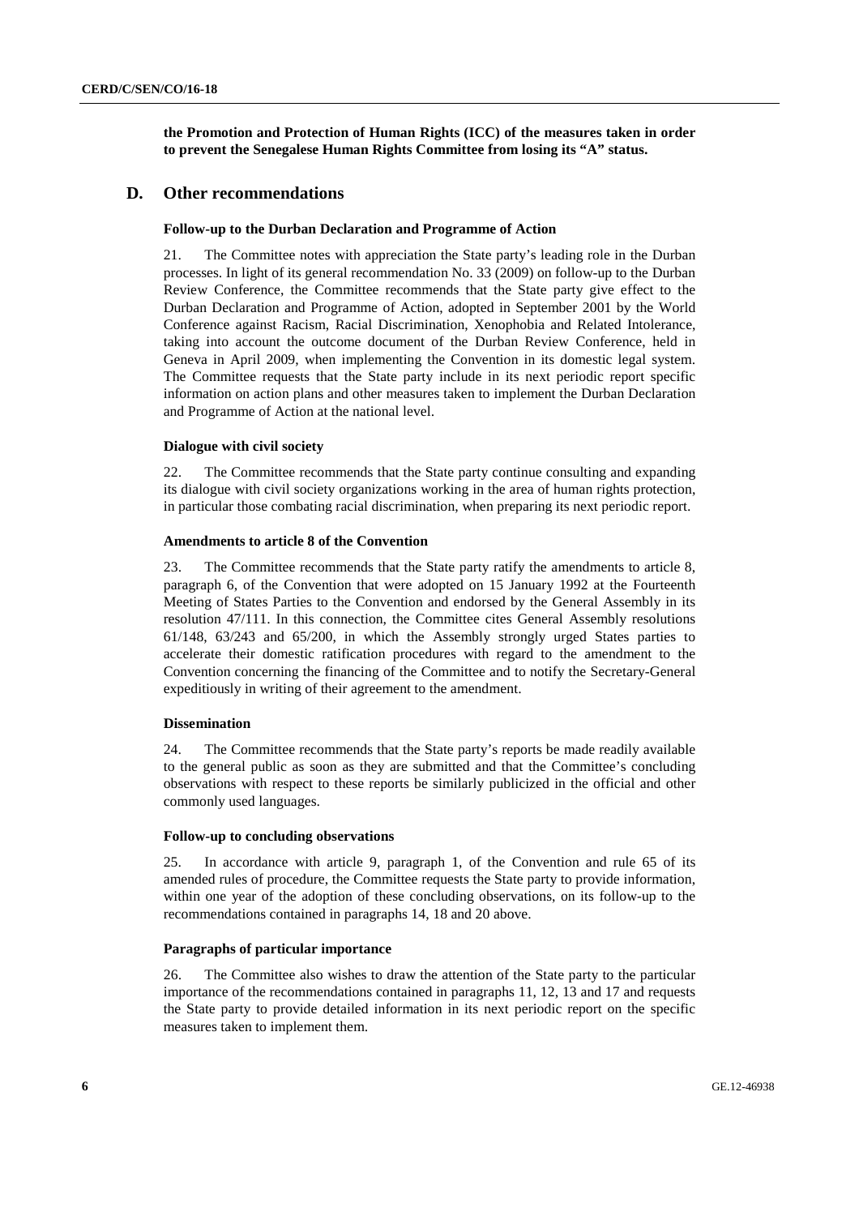**the Promotion and Protection of Human Rights (ICC) of the measures taken in order to prevent the Senegalese Human Rights Committee from losing its "A" status.**

## D. Other recommendations

### Follow-up to the Durban Declaration and Programme of Action

21. The Committee notes with appreciation the State party's leading role in the Durban processes. In light of its general recommendation No. 33 (2009) on follow-up to the Durban Review Conference, the Committee recommends that the State party give effect to the Durban Declaration and Programme of Action, adopted in September 2001 by the World Conference against Racism, Racial Discrimination, Xenophobia and Related Intolerance, taking into account the outcome document of the Durban Review Conference, held in Geneva in April 2009, when implementing the Convention in its domestic legal system. The Committee requests that the State party include in its next periodic report specific information on action plans and other measures taken to implement the Durban Declaration and Programme of Action at the national level.

### Dialogue with civil society

22. The Committee recommends that the State party continue consulting and expanding its dialogue with civil society organizations working in the area of human rights protection, in particular those combating racial discrimination, when preparing its next periodic report.

### Amendments to article 8 of the Convention

23. The Committee recommends that the State party ratify the amendments to article 8, paragraph 6, of the Convention that were adopted on 15 January 1992 at the Fourteenth Meeting of States Parties to the Convention and endorsed by the General Assembly in its resolution 47/111. In this connection, the Committee cites General Assembly resolutions 61/148, 63/243 and 65/200, in which the Assembly strongly urged States parties to accelerate their domestic ratification procedures with regard to the amendment to the Convention concerning the financing of the Committee and to notify the Secretary-General expeditiously in writing of their agreement to the amendment.

### Dissemination

24. The Committee recommends that the State party's reports be made readily available to the general public as soon as they are submitted and that the Committee's concluding observations with respect to these reports be similarly publicized in the official and other commonly used languages.

### Follow-up to concluding observations

25. In accordance with article 9, paragraph 1, of the Convention and rule 65 of its amended rules of procedure, the Committee requests the State party to provide information, within one year of the adoption of these concluding observations, on its follow-up to the recommendations contained in paragraphs 14, 18 and 20 above.

### Paragraphs of particular importance

26. The Committee also wishes to draw the attention of the State party to the particular importance of the recommendations contained in paragraphs 11, 12, 13 and 17 and requests the State party to provide detailed information in its next periodic report on the specific measures taken to implement them.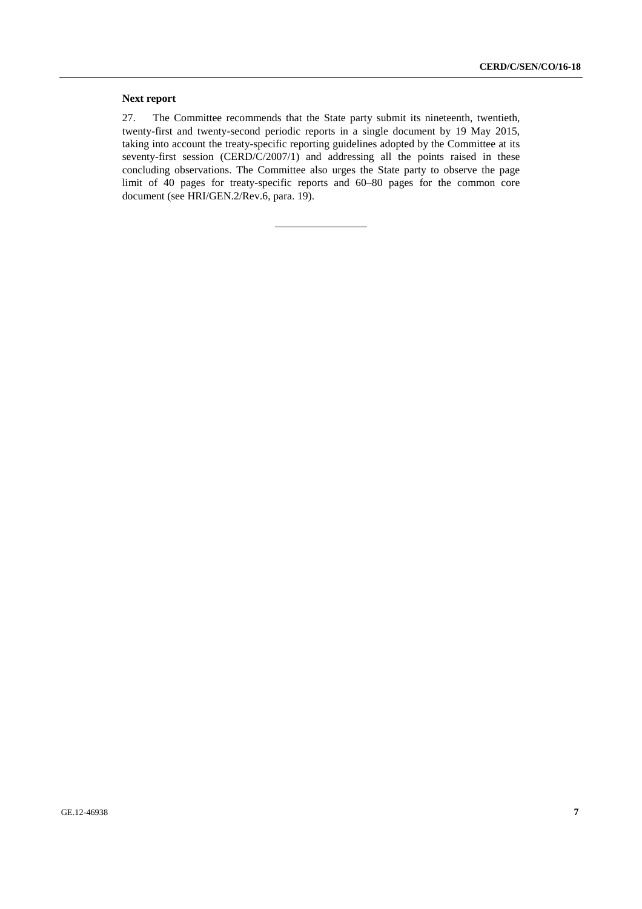### Next report

27. The Committee recommends that the State party submit its nineteenth, twentieth, twenty-first and twenty-second periodic reports in a single document by 19 May 2015, taking into account the treaty-specific reporting guidelines adopted by the Committee at its seventy-first session (CERD/C/2007/1) and addressing all the points raised in these concluding observations. The Committee also urges the State party to observe the page limit of 40 pages for treaty-specific reports and 60–80 pages for the common core document (see HRI/GEN.2/Rev.6, para. 19).